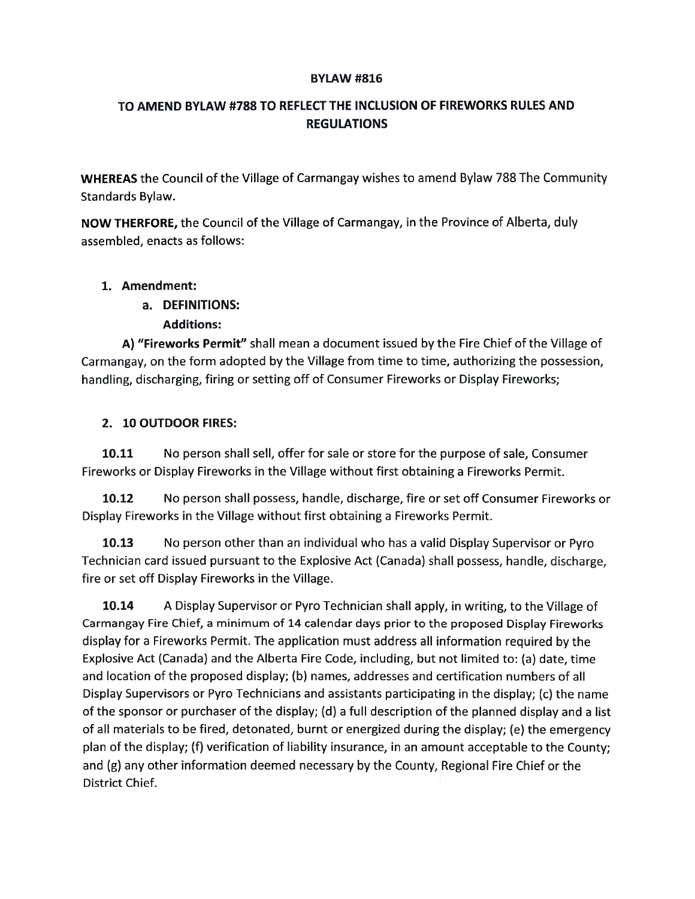**BYLAW #816**

**TO AMEND BYLAW #788 TO REFLECT THE INCLUSION OF FIREWORKS RULES AND REGULATIONS**

**WHEREAS** the Council of the Village of Carmangay wishes to amend Bylaw 788 The Community Standards Bylaw.

**NOW THERFORE,** the Council of the Village of Carmangay, in the Province of Alberta, duly assembled, enacts as follows:

1. **Amendment:**
   a. **DEFINITIONS:**
      **Additions:**

**A) "Fireworks Permit"** shall mean a document issued by the Fire Chief of the Village of Carmangay, on the form adopted by the Village from time to time, authorizing the possession, handling, discharging, firing or setting off of Consumer Fireworks or Display Fireworks;

2. **10 OUTDOOR FIRES:**

**10.11** No person shall sell, offer for sale or store for the purpose of sale, Consumer Fireworks or Display Fireworks in the Village without first obtaining a Fireworks Permit.

**10.12** No person shall possess, handle, discharge, fire or set off Consumer Fireworks or Display Fireworks in the Village without first obtaining a Fireworks Permit.

**10.13** No person other than an individual who has a valid Display Supervisor or Pyro Technician card issued pursuant to the Explosive Act (Canada) shall possess, handle, discharge, fire or set off Display Fireworks in the Village.

**10.14** A Display Supervisor or Pyro Technician shall apply, in writing, to the Village of Carmangay Fire Chief, a minimum of 14 calendar days prior to the proposed Display Fireworks display for a Fireworks Permit. The application must address all information required by the Explosive Act (Canada) and the Alberta Fire Code, including, but not limited to: (a) date, time and location of the proposed display; (b) names, addresses and certification numbers of all Display Supervisors or Pyro Technicians and assistants participating in the display; (c) the name of the sponsor or purchaser of the display; (d) a full description of the planned display and a list of all materials to be fired, detonated, burnt or energized during the display; (e) the emergency plan of the display; (f) verification of liability insurance, in an amount acceptable to the County; and (g) any other information deemed necessary by the County, Regional Fire Chief or the District Chief.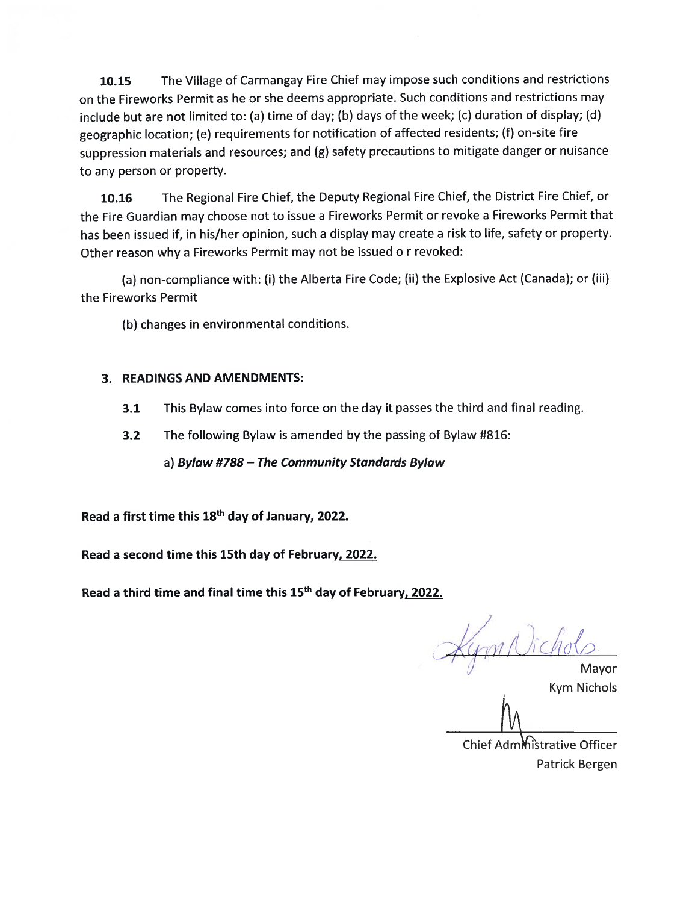**10.15** The Village of Carmangay Fire Chief may impose such conditions and restrictions on the Fireworks Permit as he or she deems appropriate. Such conditions and restrictions may include but are not limited to: (a) time of day; (b) days of the week; (c) duration of display; (d) geographic location; (e) requirements for notification of affected residents; (f) on-site fire suppression materials and resources; and (g) safety precautions to mitigate danger or nuisance to any person or property.

**10.16** The Regional Fire Chief, the Deputy Regional Fire Chief, the District Fire Chief, or the Fire Guardian may choose not to issue a Fireworks Permit or revoke a Fireworks Permit that has been issued if, in his/her opinion, such a display may create a risk to life, safety or property. Other reason why a Fireworks Permit may not be issued o r revoked:

(a) non-compliance with: (i) the Alberta Fire Code; (ii) the Explosive Act (Canada); or (iii) the Fireworks Permit

(b) changes in environmental conditions.

## 3. READINGS AND AMENDMENTS:

**3.1** This Bylaw comes into force on the day it passes the third and final reading.

**3.2** The following Bylaw is amended by the passing of Bylaw #816:

a) ***Bylaw #788 – The Community Standards Bylaw***

**Read a first time this 18th day of January, 2022.**

**Read a second time this 15th day of February, 2022.**

**Read a third time and final time this 15th day of February, 2022.**

Mayor
Kym Nichols

Chief Administrative Officer
Patrick Bergen